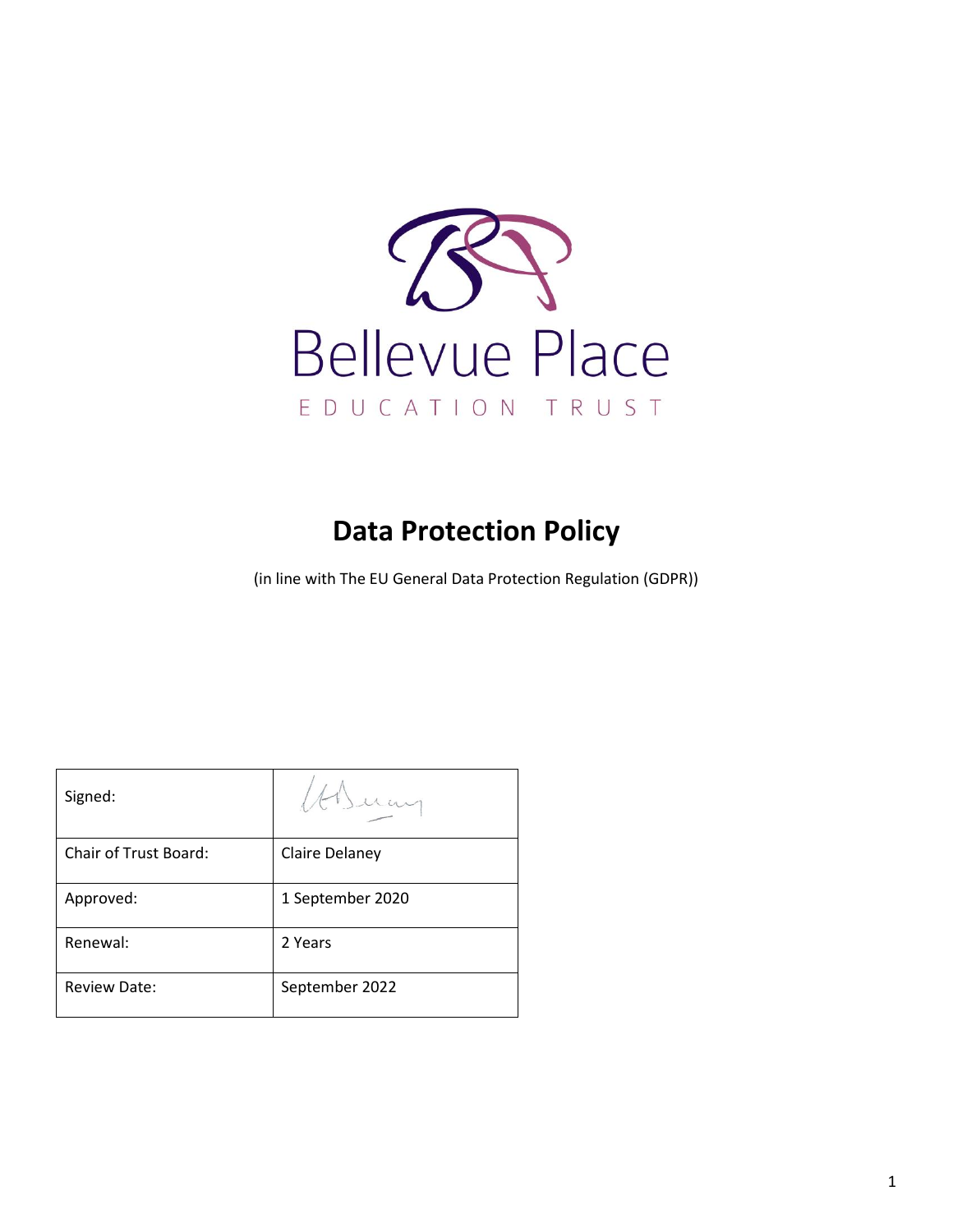Bellevue Place

EDUCATION TRUST

# Data Protection Policy

(in line with The EU General Data Protection Regulation (GDPR))

| Signed: | |
|---|---|
| Chair of Trust Board: | Claire Delaney |
| Approved: | 1 September 2020 |
| Renewal: | 2 Years |
| Review Date: | September 2022 |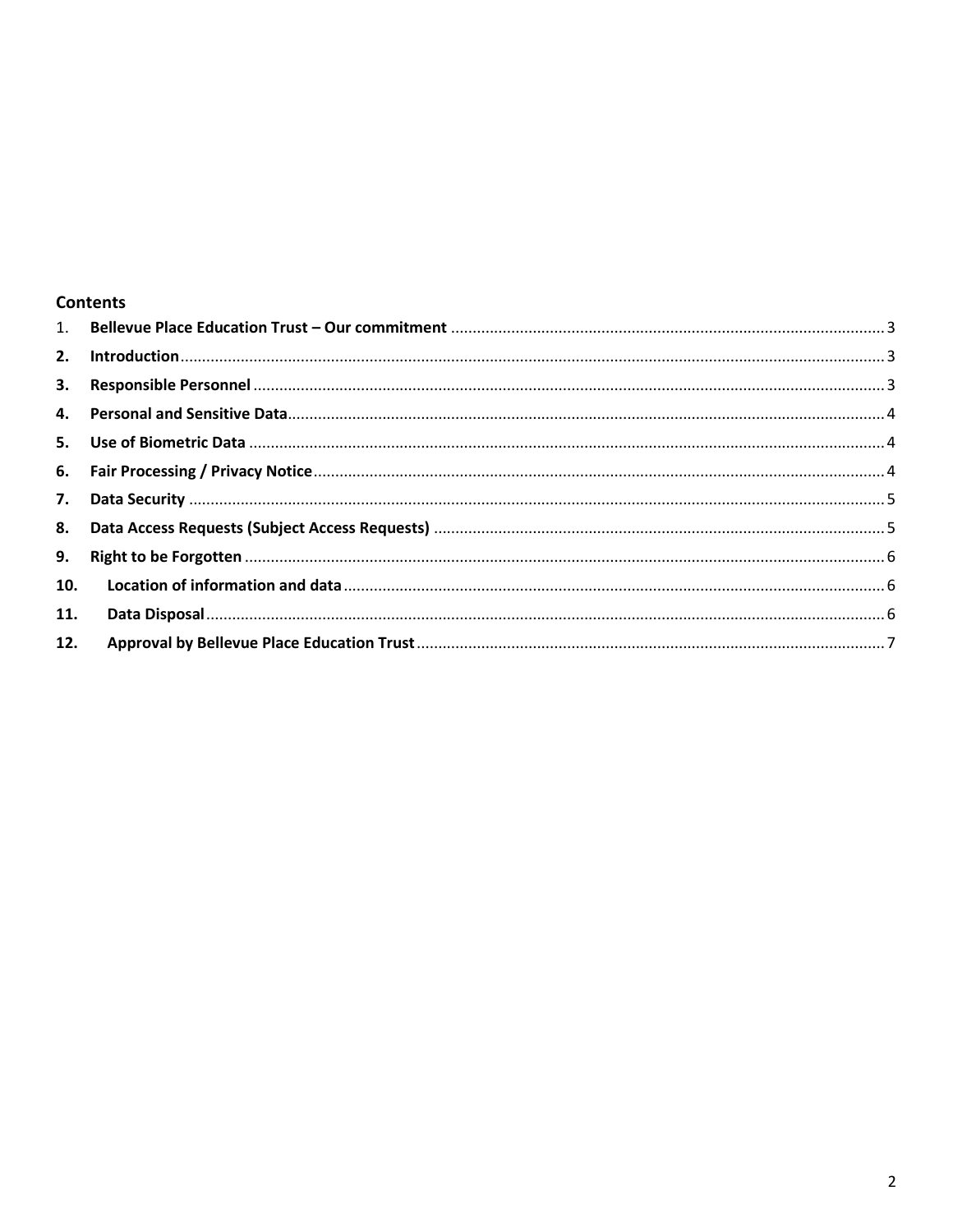## Contents

1. **Bellevue Place Education Trust – Our commitment** .......... 3
2. **Introduction** .......... 3
3. **Responsible Personnel** .......... 3
4. **Personal and Sensitive Data** .......... 4
5. **Use of Biometric Data** .......... 4
6. **Fair Processing / Privacy Notice** .......... 4
7. **Data Security** .......... 5
8. **Data Access Requests (Subject Access Requests)** .......... 5
9. **Right to be Forgotten** .......... 6
10. **Location of information and data** .......... 6
11. **Data Disposal** .......... 6
12. **Approval by Bellevue Place Education Trust** .......... 7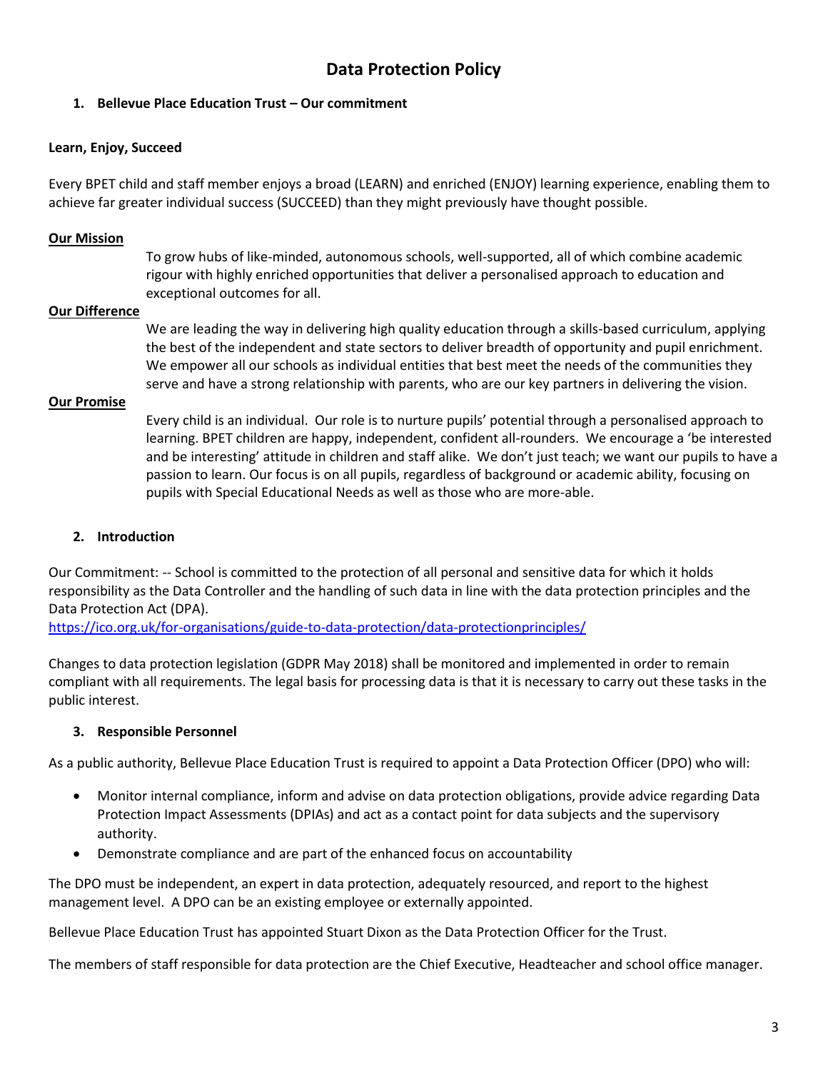# Data Protection Policy

## 1. Bellevue Place Education Trust – Our commitment

**Learn, Enjoy, Succeed**

Every BPET child and staff member enjoys a broad (LEARN) and enriched (ENJOY) learning experience, enabling them to achieve far greater individual success (SUCCEED) than they might previously have thought possible.

**Our Mission**

To grow hubs of like-minded, autonomous schools, well-supported, all of which combine academic rigour with highly enriched opportunities that deliver a personalised approach to education and exceptional outcomes for all.

**Our Difference**

We are leading the way in delivering high quality education through a skills-based curriculum, applying the best of the independent and state sectors to deliver breadth of opportunity and pupil enrichment. We empower all our schools as individual entities that best meet the needs of the communities they serve and have a strong relationship with parents, who are our key partners in delivering the vision.

**Our Promise**

Every child is an individual. Our role is to nurture pupils' potential through a personalised approach to learning. BPET children are happy, independent, confident all-rounders. We encourage a 'be interested and be interesting' attitude in children and staff alike. We don't just teach; we want our pupils to have a passion to learn. Our focus is on all pupils, regardless of background or academic ability, focusing on pupils with Special Educational Needs as well as those who are more-able.

## 2. Introduction

Our Commitment: -- School is committed to the protection of all personal and sensitive data for which it holds responsibility as the Data Controller and the handling of such data in line with the data protection principles and the Data Protection Act (DPA).
https://ico.org.uk/for-organisations/guide-to-data-protection/data-protectionprinciples/

Changes to data protection legislation (GDPR May 2018) shall be monitored and implemented in order to remain compliant with all requirements. The legal basis for processing data is that it is necessary to carry out these tasks in the public interest.

## 3. Responsible Personnel

As a public authority, Bellevue Place Education Trust is required to appoint a Data Protection Officer (DPO) who will:

- Monitor internal compliance, inform and advise on data protection obligations, provide advice regarding Data Protection Impact Assessments (DPIAs) and act as a contact point for data subjects and the supervisory authority.
- Demonstrate compliance and are part of the enhanced focus on accountability

The DPO must be independent, an expert in data protection, adequately resourced, and report to the highest management level. A DPO can be an existing employee or externally appointed.

Bellevue Place Education Trust has appointed Stuart Dixon as the Data Protection Officer for the Trust.

The members of staff responsible for data protection are the Chief Executive, Headteacher and school office manager.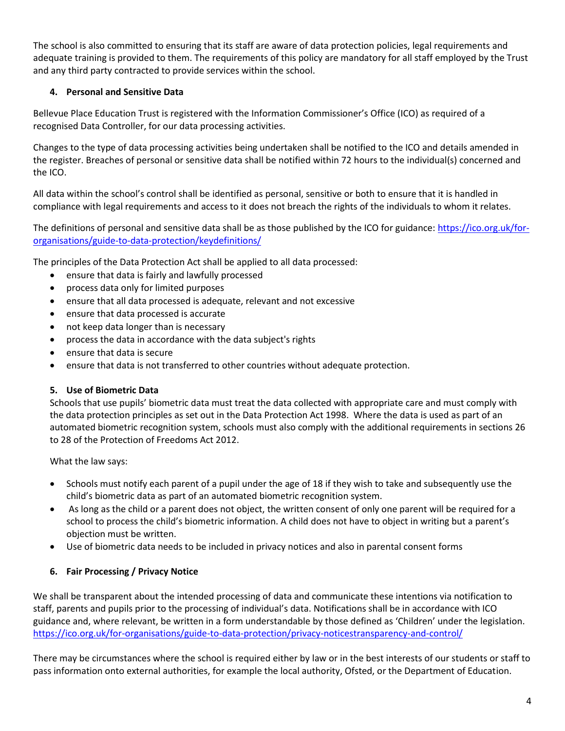The school is also committed to ensuring that its staff are aware of data protection policies, legal requirements and adequate training is provided to them. The requirements of this policy are mandatory for all staff employed by the Trust and any third party contracted to provide services within the school.

### 4. Personal and Sensitive Data

Bellevue Place Education Trust is registered with the Information Commissioner's Office (ICO) as required of a recognised Data Controller, for our data processing activities.

Changes to the type of data processing activities being undertaken shall be notified to the ICO and details amended in the register. Breaches of personal or sensitive data shall be notified within 72 hours to the individual(s) concerned and the ICO.

All data within the school's control shall be identified as personal, sensitive or both to ensure that it is handled in compliance with legal requirements and access to it does not breach the rights of the individuals to whom it relates.

The definitions of personal and sensitive data shall be as those published by the ICO for guidance: [https://ico.org.uk/for-organisations/guide-to-data-protection/keydefinitions/](https://ico.org.uk/for-organisations/guide-to-data-protection/keydefinitions/)

The principles of the Data Protection Act shall be applied to all data processed:

- ensure that data is fairly and lawfully processed
- process data only for limited purposes
- ensure that all data processed is adequate, relevant and not excessive
- ensure that data processed is accurate
- not keep data longer than is necessary
- process the data in accordance with the data subject's rights
- ensure that data is secure
- ensure that data is not transferred to other countries without adequate protection.

### 5. Use of Biometric Data

Schools that use pupils' biometric data must treat the data collected with appropriate care and must comply with the data protection principles as set out in the Data Protection Act 1998. Where the data is used as part of an automated biometric recognition system, schools must also comply with the additional requirements in sections 26 to 28 of the Protection of Freedoms Act 2012.

What the law says:

- Schools must notify each parent of a pupil under the age of 18 if they wish to take and subsequently use the child's biometric data as part of an automated biometric recognition system.
- As long as the child or a parent does not object, the written consent of only one parent will be required for a school to process the child's biometric information. A child does not have to object in writing but a parent's objection must be written.
- Use of biometric data needs to be included in privacy notices and also in parental consent forms

### 6. Fair Processing / Privacy Notice

We shall be transparent about the intended processing of data and communicate these intentions via notification to staff, parents and pupils prior to the processing of individual's data. Notifications shall be in accordance with ICO guidance and, where relevant, be written in a form understandable by those defined as 'Children' under the legislation. [https://ico.org.uk/for-organisations/guide-to-data-protection/privacy-noticestransparency-and-control/](https://ico.org.uk/for-organisations/guide-to-data-protection/privacy-noticestransparency-and-control/)

There may be circumstances where the school is required either by law or in the best interests of our students or staff to pass information onto external authorities, for example the local authority, Ofsted, or the Department of Education.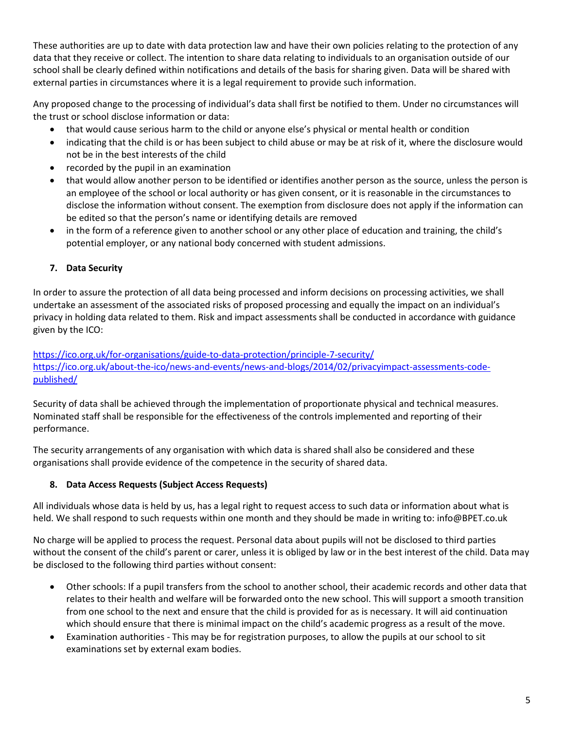These authorities are up to date with data protection law and have their own policies relating to the protection of any data that they receive or collect. The intention to share data relating to individuals to an organisation outside of our school shall be clearly defined within notifications and details of the basis for sharing given. Data will be shared with external parties in circumstances where it is a legal requirement to provide such information.

Any proposed change to the processing of individual's data shall first be notified to them. Under no circumstances will the trust or school disclose information or data:

- that would cause serious harm to the child or anyone else's physical or mental health or condition
- indicating that the child is or has been subject to child abuse or may be at risk of it, where the disclosure would not be in the best interests of the child
- recorded by the pupil in an examination
- that would allow another person to be identified or identifies another person as the source, unless the person is an employee of the school or local authority or has given consent, or it is reasonable in the circumstances to disclose the information without consent. The exemption from disclosure does not apply if the information can be edited so that the person's name or identifying details are removed
- in the form of a reference given to another school or any other place of education and training, the child's potential employer, or any national body concerned with student admissions.

## 7. Data Security

In order to assure the protection of all data being processed and inform decisions on processing activities, we shall undertake an assessment of the associated risks of proposed processing and equally the impact on an individual's privacy in holding data related to them. Risk and impact assessments shall be conducted in accordance with guidance given by the ICO:

https://ico.org.uk/for-organisations/guide-to-data-protection/principle-7-security/
https://ico.org.uk/about-the-ico/news-and-events/news-and-blogs/2014/02/privacyimpact-assessments-code-published/

Security of data shall be achieved through the implementation of proportionate physical and technical measures. Nominated staff shall be responsible for the effectiveness of the controls implemented and reporting of their performance.

The security arrangements of any organisation with which data is shared shall also be considered and these organisations shall provide evidence of the competence in the security of shared data.

## 8. Data Access Requests (Subject Access Requests)

All individuals whose data is held by us, has a legal right to request access to such data or information about what is held. We shall respond to such requests within one month and they should be made in writing to: info@BPET.co.uk

No charge will be applied to process the request. Personal data about pupils will not be disclosed to third parties without the consent of the child's parent or carer, unless it is obliged by law or in the best interest of the child. Data may be disclosed to the following third parties without consent:

- Other schools: If a pupil transfers from the school to another school, their academic records and other data that relates to their health and welfare will be forwarded onto the new school. This will support a smooth transition from one school to the next and ensure that the child is provided for as is necessary. It will aid continuation which should ensure that there is minimal impact on the child's academic progress as a result of the move.
- Examination authorities - This may be for registration purposes, to allow the pupils at our school to sit examinations set by external exam bodies.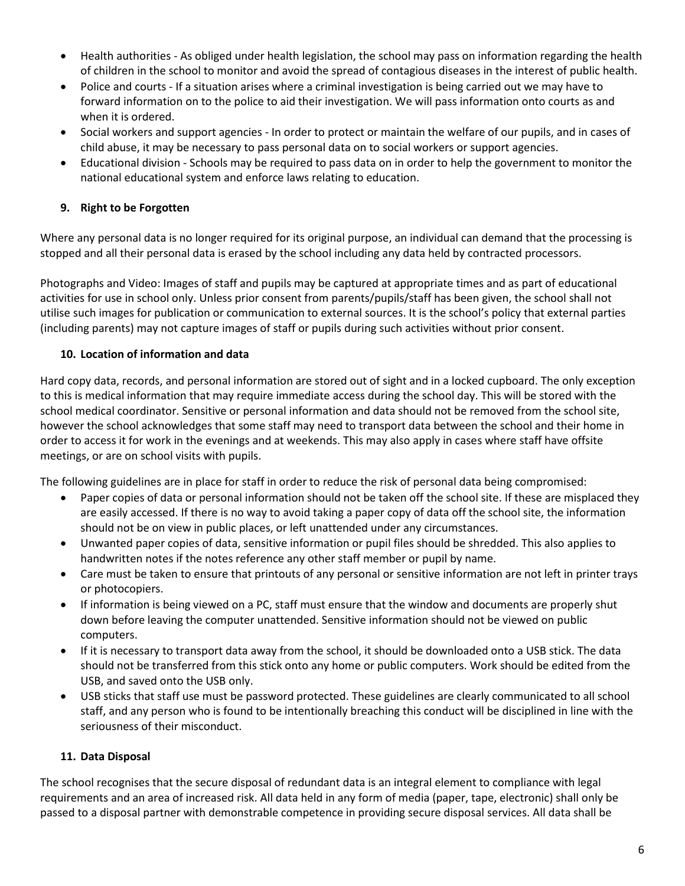- Health authorities - As obliged under health legislation, the school may pass on information regarding the health of children in the school to monitor and avoid the spread of contagious diseases in the interest of public health.
- Police and courts - If a situation arises where a criminal investigation is being carried out we may have to forward information on to the police to aid their investigation. We will pass information onto courts as and when it is ordered.
- Social workers and support agencies - In order to protect or maintain the welfare of our pupils, and in cases of child abuse, it may be necessary to pass personal data on to social workers or support agencies.
- Educational division - Schools may be required to pass data on in order to help the government to monitor the national educational system and enforce laws relating to education.

## 9. Right to be Forgotten

Where any personal data is no longer required for its original purpose, an individual can demand that the processing is stopped and all their personal data is erased by the school including any data held by contracted processors.

Photographs and Video: Images of staff and pupils may be captured at appropriate times and as part of educational activities for use in school only. Unless prior consent from parents/pupils/staff has been given, the school shall not utilise such images for publication or communication to external sources. It is the school's policy that external parties (including parents) may not capture images of staff or pupils during such activities without prior consent.

## 10. Location of information and data

Hard copy data, records, and personal information are stored out of sight and in a locked cupboard. The only exception to this is medical information that may require immediate access during the school day. This will be stored with the school medical coordinator. Sensitive or personal information and data should not be removed from the school site, however the school acknowledges that some staff may need to transport data between the school and their home in order to access it for work in the evenings and at weekends. This may also apply in cases where staff have offsite meetings, or are on school visits with pupils.

The following guidelines are in place for staff in order to reduce the risk of personal data being compromised:

- Paper copies of data or personal information should not be taken off the school site. If these are misplaced they are easily accessed. If there is no way to avoid taking a paper copy of data off the school site, the information should not be on view in public places, or left unattended under any circumstances.
- Unwanted paper copies of data, sensitive information or pupil files should be shredded. This also applies to handwritten notes if the notes reference any other staff member or pupil by name.
- Care must be taken to ensure that printouts of any personal or sensitive information are not left in printer trays or photocopiers.
- If information is being viewed on a PC, staff must ensure that the window and documents are properly shut down before leaving the computer unattended. Sensitive information should not be viewed on public computers.
- If it is necessary to transport data away from the school, it should be downloaded onto a USB stick. The data should not be transferred from this stick onto any home or public computers. Work should be edited from the USB, and saved onto the USB only.
- USB sticks that staff use must be password protected. These guidelines are clearly communicated to all school staff, and any person who is found to be intentionally breaching this conduct will be disciplined in line with the seriousness of their misconduct.

## 11. Data Disposal

The school recognises that the secure disposal of redundant data is an integral element to compliance with legal requirements and an area of increased risk. All data held in any form of media (paper, tape, electronic) shall only be passed to a disposal partner with demonstrable competence in providing secure disposal services. All data shall be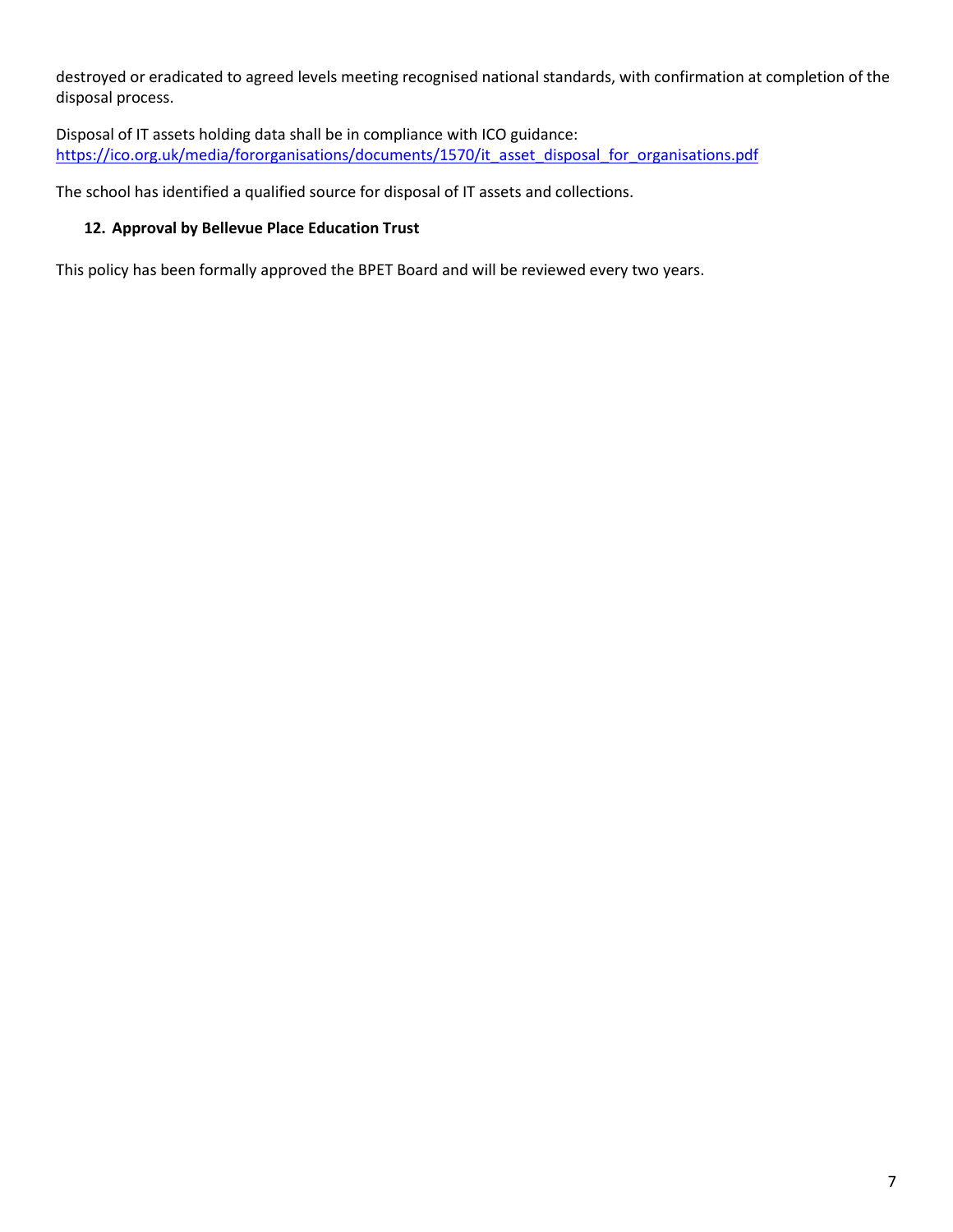destroyed or eradicated to agreed levels meeting recognised national standards, with confirmation at completion of the disposal process.

Disposal of IT assets holding data shall be in compliance with ICO guidance:
https://ico.org.uk/media/fororganisations/documents/1570/it_asset_disposal_for_organisations.pdf

The school has identified a qualified source for disposal of IT assets and collections.

## 12. Approval by Bellevue Place Education Trust

This policy has been formally approved the BPET Board and will be reviewed every two years.